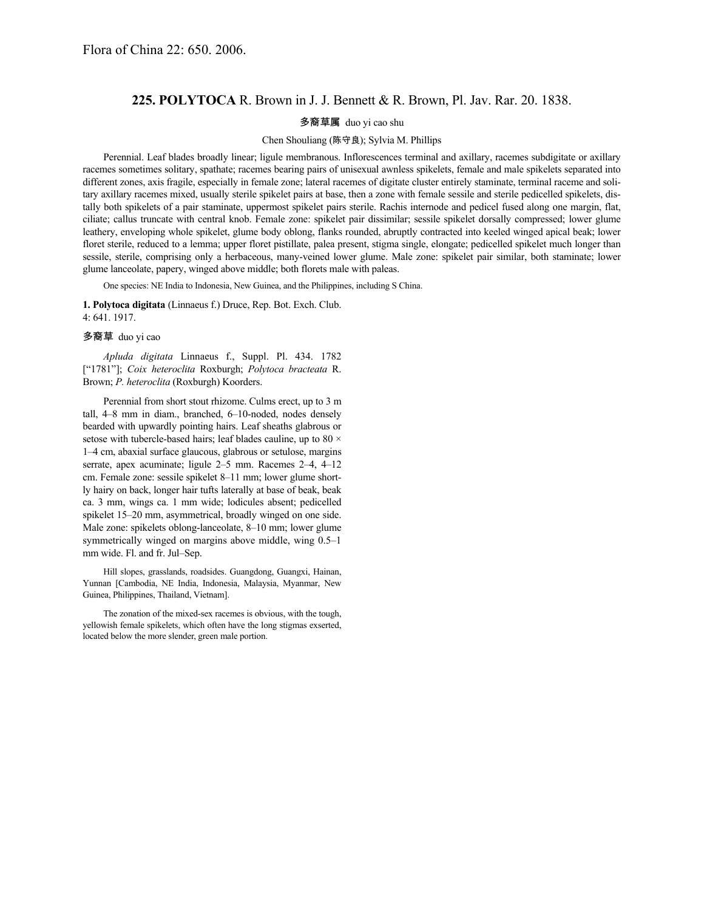Flora of China 22: 650. 2006.

## 225. POLYTOCA R. Brown in J. J. Bennett & R. Brown, Pl. Jav. Rar. 20. 1838.

多裔草属 duo yi cao shu

Chen Shouliang (陈守良); Sylvia M. Phillips

Perennial. Leaf blades broadly linear; ligule membranous. Inflorescences terminal and axillary, racemes subdigitate or axillary racemes sometimes solitary, spathate; racemes bearing pairs of unisexual awnless spikelets, female and male spikelets separated into different zones, axis fragile, especially in female zone; lateral racemes of digitate cluster entirely staminate, terminal raceme and solitary axillary racemes mixed, usually sterile spikelet pairs at base, then a zone with female sessile and sterile pedicelled spikelets, distally both spikelets of a pair staminate, uppermost spikelet pairs sterile. Rachis internode and pedicel fused along one margin, flat, ciliate; callus truncate with central knob. Female zone: spikelet pair dissimilar; sessile spikelet dorsally compressed; lower glume leathery, enveloping whole spikelet, glume body oblong, flanks rounded, abruptly contracted into keeled winged apical beak; lower floret sterile, reduced to a lemma; upper floret pistillate, palea present, stigma single, elongate; pedicelled spikelet much longer than sessile, sterile, comprising only a herbaceous, many-veined lower glume. Male zone: spikelet pair similar, both staminate; lower glume lanceolate, papery, winged above middle; both florets male with paleas.

One species: NE India to Indonesia, New Guinea, and the Philippines, including S China.

**1. Polytoca digitata** (Linnaeus f.) Druce, Rep. Bot. Exch. Club. 4: 641. 1917.

多裔草 duo yi cao

*Apluda digitata* Linnaeus f., Suppl. Pl. 434. 1782 ["1781"]; *Coix heteroclita* Roxburgh; *Polytoca bracteata* R. Brown; *P. heteroclita* (Roxburgh) Koorders.

Perennial from short stout rhizome. Culms erect, up to 3 m tall, 4–8 mm in diam., branched, 6–10-noded, nodes densely bearded with upwardly pointing hairs. Leaf sheaths glabrous or setose with tubercle-based hairs; leaf blades cauline, up to 80 × 1–4 cm, abaxial surface glaucous, glabrous or setulose, margins serrate, apex acuminate; ligule 2–5 mm. Racemes 2–4, 4–12 cm. Female zone: sessile spikelet 8–11 mm; lower glume shortly hairy on back, longer hair tufts laterally at base of beak, beak ca. 3 mm, wings ca. 1 mm wide; lodicules absent; pedicelled spikelet 15–20 mm, asymmetrical, broadly winged on one side. Male zone: spikelets oblong-lanceolate, 8–10 mm; lower glume symmetrically winged on margins above middle, wing 0.5–1 mm wide. Fl. and fr. Jul–Sep.

Hill slopes, grasslands, roadsides. Guangdong, Guangxi, Hainan, Yunnan [Cambodia, NE India, Indonesia, Malaysia, Myanmar, New Guinea, Philippines, Thailand, Vietnam].

The zonation of the mixed-sex racemes is obvious, with the tough, yellowish female spikelets, which often have the long stigmas exserted, located below the more slender, green male portion.